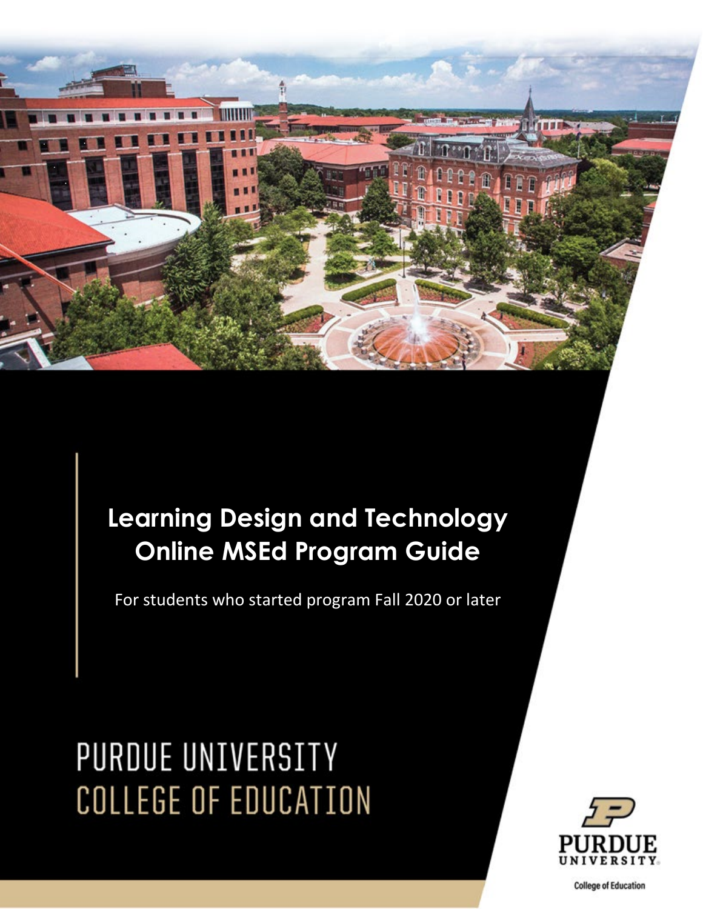# Learning Design and Technology Online MSEd Program Guide

For students who started program Fall 2020 or later

PURDUE UNIVERSITY
COLLEGE OF EDUCATION

PURDUE UNIVERSITY

College of Education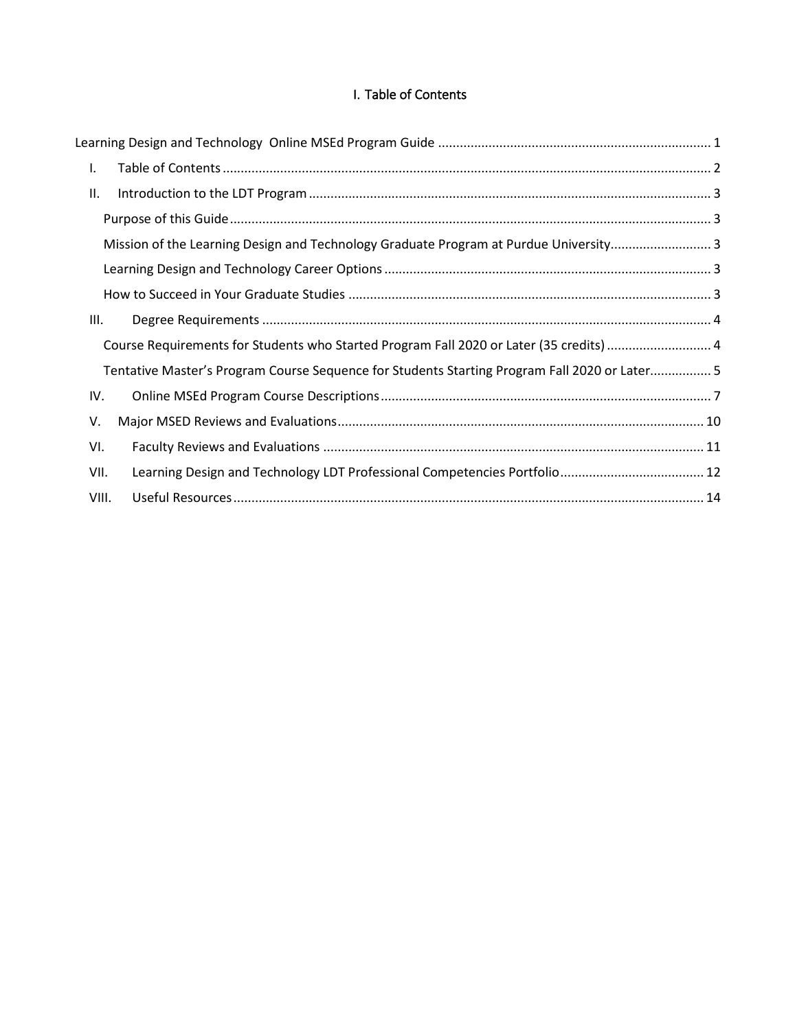# I. Table of Contents

Learning Design and Technology Online MSEd Program Guide ........................................................................... 1

- I. Table of Contents ........................................................................................................................ 2
- II. Introduction to the LDT Program ................................................................................................ 3
  - Purpose of this Guide ..................................................................................................................... 3
  - Mission of the Learning Design and Technology Graduate Program at Purdue University............................ 3
  - Learning Design and Technology Career Options .......................................................................... 3
  - How to Succeed in Your Graduate Studies .................................................................................... 3
- III. Degree Requirements ............................................................................................................ 4
  - Course Requirements for Students who Started Program Fall 2020 or Later (35 credits) ............................ 4
  - Tentative Master's Program Course Sequence for Students Starting Program Fall 2020 or Later................. 5
- IV. Online MSEd Program Course Descriptions ........................................................................... 7
- V. Major MSED Reviews and Evaluations..................................................................................... 10
- VI. Faculty Reviews and Evaluations .......................................................................................... 11
- VII. Learning Design and Technology LDT Professional Competencies Portfolio........................................ 12
- VIII. Useful Resources.................................................................................................................. 14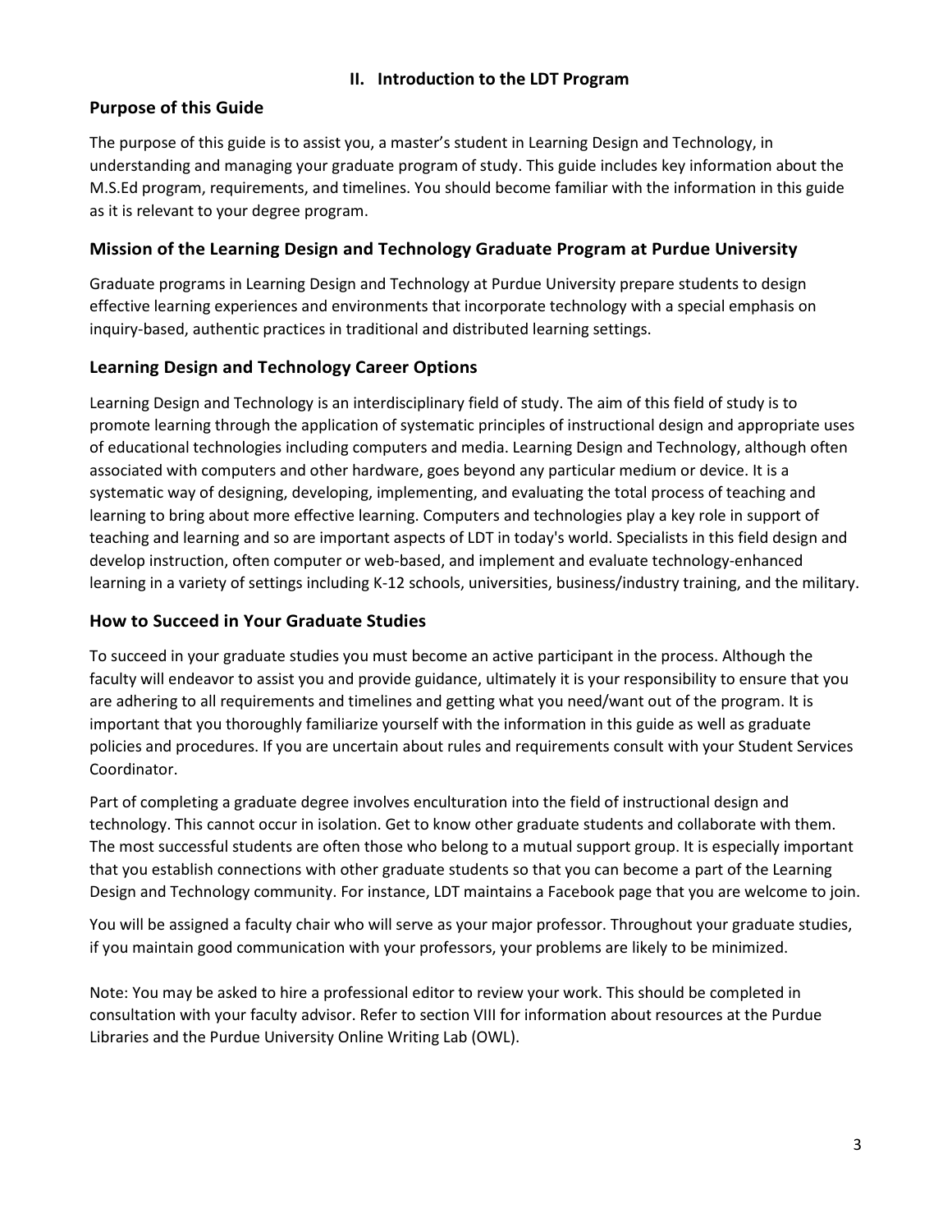## II. Introduction to the LDT Program

### Purpose of this Guide

The purpose of this guide is to assist you, a master's student in Learning Design and Technology, in understanding and managing your graduate program of study. This guide includes key information about the M.S.Ed program, requirements, and timelines. You should become familiar with the information in this guide as it is relevant to your degree program.

### Mission of the Learning Design and Technology Graduate Program at Purdue University

Graduate programs in Learning Design and Technology at Purdue University prepare students to design effective learning experiences and environments that incorporate technology with a special emphasis on inquiry-based, authentic practices in traditional and distributed learning settings.

### Learning Design and Technology Career Options

Learning Design and Technology is an interdisciplinary field of study. The aim of this field of study is to promote learning through the application of systematic principles of instructional design and appropriate uses of educational technologies including computers and media. Learning Design and Technology, although often associated with computers and other hardware, goes beyond any particular medium or device. It is a systematic way of designing, developing, implementing, and evaluating the total process of teaching and learning to bring about more effective learning. Computers and technologies play a key role in support of teaching and learning and so are important aspects of LDT in today's world. Specialists in this field design and develop instruction, often computer or web-based, and implement and evaluate technology-enhanced learning in a variety of settings including K-12 schools, universities, business/industry training, and the military.

### How to Succeed in Your Graduate Studies

To succeed in your graduate studies you must become an active participant in the process. Although the faculty will endeavor to assist you and provide guidance, ultimately it is your responsibility to ensure that you are adhering to all requirements and timelines and getting what you need/want out of the program. It is important that you thoroughly familiarize yourself with the information in this guide as well as graduate policies and procedures. If you are uncertain about rules and requirements consult with your Student Services Coordinator.

Part of completing a graduate degree involves enculturation into the field of instructional design and technology. This cannot occur in isolation. Get to know other graduate students and collaborate with them. The most successful students are often those who belong to a mutual support group. It is especially important that you establish connections with other graduate students so that you can become a part of the Learning Design and Technology community. For instance, LDT maintains a Facebook page that you are welcome to join.

You will be assigned a faculty chair who will serve as your major professor. Throughout your graduate studies, if you maintain good communication with your professors, your problems are likely to be minimized.

Note: You may be asked to hire a professional editor to review your work. This should be completed in consultation with your faculty advisor. Refer to section VIII for information about resources at the Purdue Libraries and the Purdue University Online Writing Lab (OWL).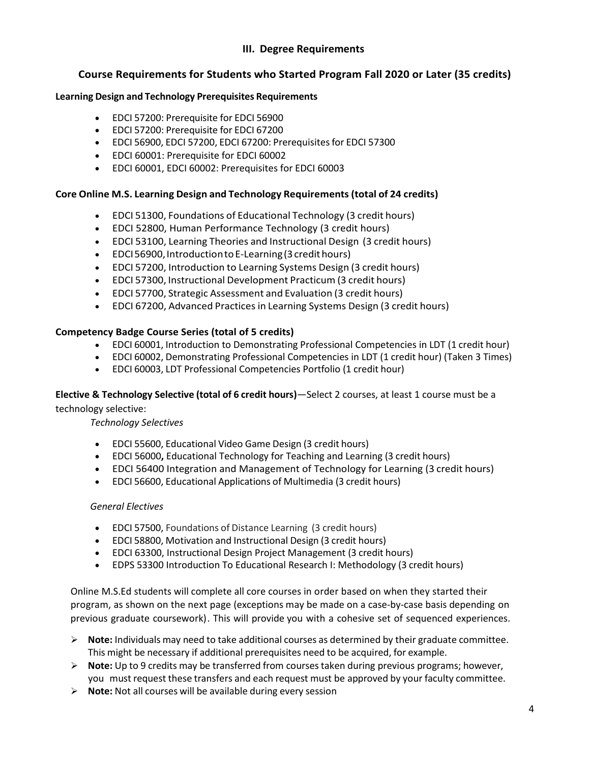## III. Degree Requirements

### Course Requirements for Students who Started Program Fall 2020 or Later (35 credits)

**Learning Design and Technology Prerequisites Requirements**

- EDCI 57200: Prerequisite for EDCI 56900
- EDCI 57200: Prerequisite for EDCI 67200
- EDCI 56900, EDCI 57200, EDCI 67200: Prerequisites for EDCI 57300
- EDCI 60001: Prerequisite for EDCI 60002
- EDCI 60001, EDCI 60002: Prerequisites for EDCI 60003

**Core Online M.S. Learning Design and Technology Requirements (total of 24 credits)**

- EDCI 51300, Foundations of Educational Technology (3 credit hours)
- EDCI 52800, Human Performance Technology (3 credit hours)
- EDCI 53100, Learning Theories and Instructional Design (3 credit hours)
- EDCI 56900, Introduction to E-Learning (3 credit hours)
- EDCI 57200, Introduction to Learning Systems Design (3 credit hours)
- EDCI 57300, Instructional Development Practicum (3 credit hours)
- EDCI 57700, Strategic Assessment and Evaluation (3 credit hours)
- EDCI 67200, Advanced Practices in Learning Systems Design (3 credit hours)

**Competency Badge Course Series (total of 5 credits)**

- EDCI 60001, Introduction to Demonstrating Professional Competencies in LDT (1 credit hour)
- EDCI 60002, Demonstrating Professional Competencies in LDT (1 credit hour) (Taken 3 Times)
- EDCI 60003, LDT Professional Competencies Portfolio (1 credit hour)

**Elective & Technology Selective (total of 6 credit hours)**—Select 2 courses, at least 1 course must be a technology selective:

*Technology Selectives*

- EDCI 55600, Educational Video Game Design (3 credit hours)
- EDCI 56000**,** Educational Technology for Teaching and Learning (3 credit hours)
- EDCI 56400 Integration and Management of Technology for Learning (3 credit hours)
- EDCI 56600, Educational Applications of Multimedia (3 credit hours)

*General Electives*

- EDCI 57500, Foundations of Distance Learning (3 credit hours)
- EDCI 58800, Motivation and Instructional Design (3 credit hours)
- EDCI 63300, Instructional Design Project Management (3 credit hours)
- EDPS 53300 Introduction To Educational Research I: Methodology (3 credit hours)

Online M.S.Ed students will complete all core courses in order based on when they started their program, as shown on the next page (exceptions may be made on a case-by-case basis depending on previous graduate coursework). This will provide you with a cohesive set of sequenced experiences.

- **Note:** Individuals may need to take additional courses as determined by their graduate committee. This might be necessary if additional prerequisites need to be acquired, for example.
- **Note:** Up to 9 credits may be transferred from courses taken during previous programs; however, you must request these transfers and each request must be approved by your faculty committee.
- **Note:** Not all courses will be available during every session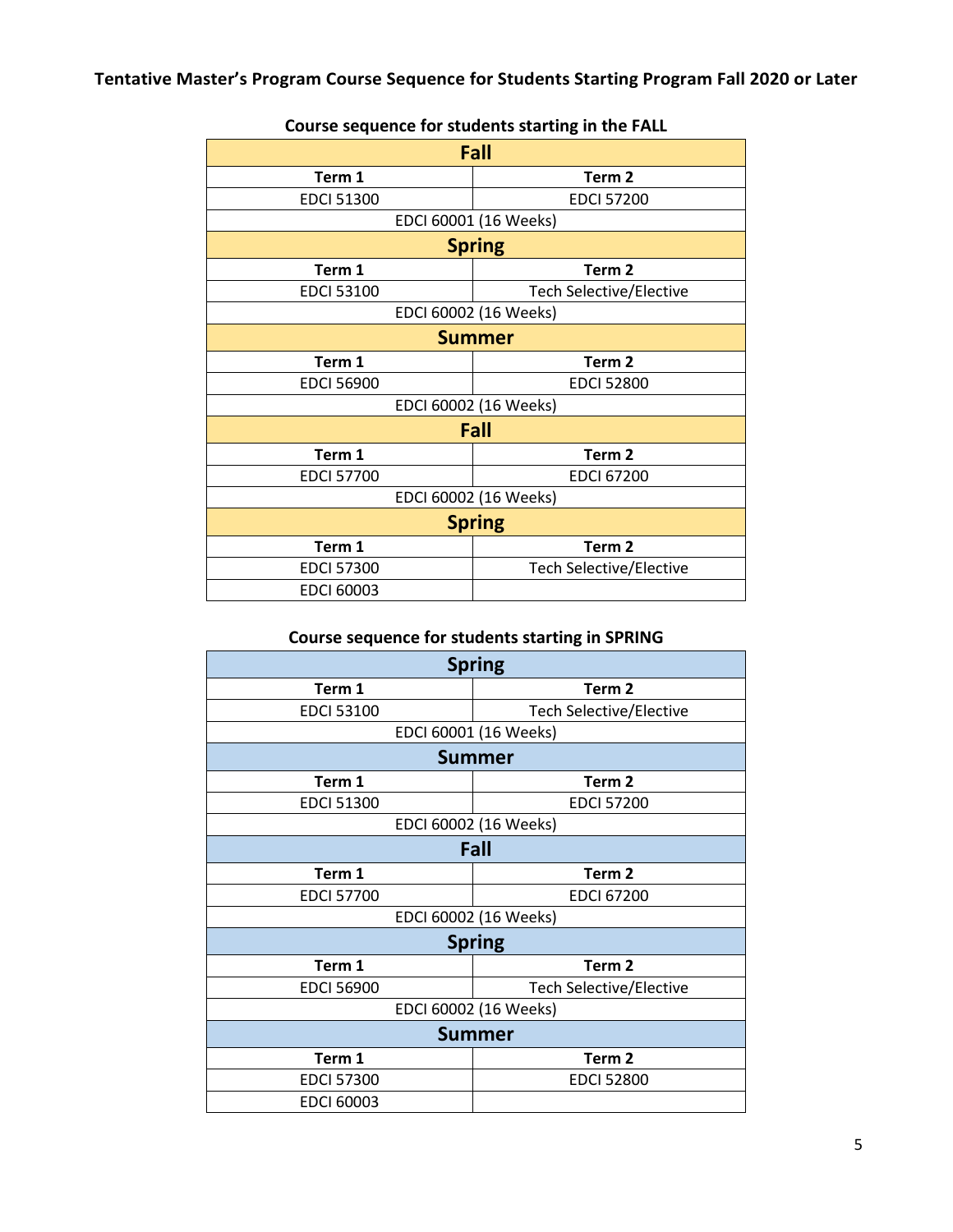**Tentative Master's Program Course Sequence for Students Starting Program Fall 2020 or Later**

**Course sequence for students starting in the FALL**

| Fall | |
|---|---|
| **Term 1** | **Term 2** |
| EDCI 51300 | EDCI 57200 |
| EDCI 60001 (16 Weeks) | |
| **Spring** | |
| **Term 1** | **Term 2** |
| EDCI 53100 | Tech Selective/Elective |
| EDCI 60002 (16 Weeks) | |
| **Summer** | |
| **Term 1** | **Term 2** |
| EDCI 56900 | EDCI 52800 |
| EDCI 60002 (16 Weeks) | |
| **Fall** | |
| **Term 1** | **Term 2** |
| EDCI 57700 | EDCI 67200 |
| EDCI 60002 (16 Weeks) | |
| **Spring** | |
| **Term 1** | **Term 2** |
| EDCI 57300 | Tech Selective/Elective |
| EDCI 60003 | |

**Course sequence for students starting in SPRING**

| Spring | |
|---|---|
| **Term 1** | **Term 2** |
| EDCI 53100 | Tech Selective/Elective |
| EDCI 60001 (16 Weeks) | |
| **Summer** | |
| **Term 1** | **Term 2** |
| EDCI 51300 | EDCI 57200 |
| EDCI 60002 (16 Weeks) | |
| **Fall** | |
| **Term 1** | **Term 2** |
| EDCI 57700 | EDCI 67200 |
| EDCI 60002 (16 Weeks) | |
| **Spring** | |
| **Term 1** | **Term 2** |
| EDCI 56900 | Tech Selective/Elective |
| EDCI 60002 (16 Weeks) | |
| **Summer** | |
| **Term 1** | **Term 2** |
| EDCI 57300 | EDCI 52800 |
| EDCI 60003 | |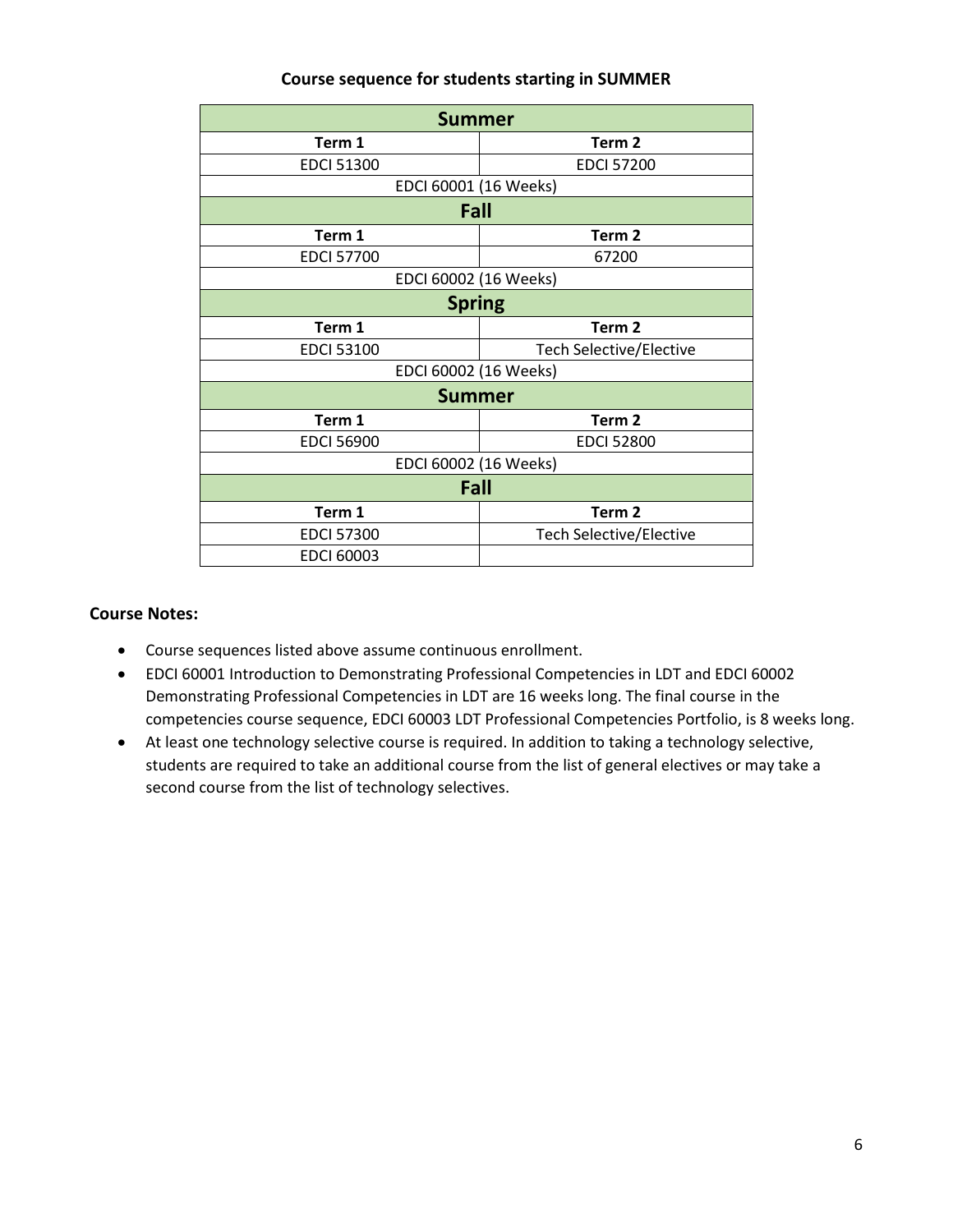**Course sequence for students starting in SUMMER**

| Summer | |
|---|---|
| **Term 1** | **Term 2** |
| EDCI 51300 | EDCI 57200 |
| EDCI 60001 (16 Weeks) | |
| **Fall** | |
| **Term 1** | **Term 2** |
| EDCI 57700 | 67200 |
| EDCI 60002 (16 Weeks) | |
| **Spring** | |
| **Term 1** | **Term 2** |
| EDCI 53100 | Tech Selective/Elective |
| EDCI 60002 (16 Weeks) | |
| **Summer** | |
| **Term 1** | **Term 2** |
| EDCI 56900 | EDCI 52800 |
| EDCI 60002 (16 Weeks) | |
| **Fall** | |
| **Term 1** | **Term 2** |
| EDCI 57300 | Tech Selective/Elective |
| EDCI 60003 | |

**Course Notes:**

- Course sequences listed above assume continuous enrollment.
- EDCI 60001 Introduction to Demonstrating Professional Competencies in LDT and EDCI 60002 Demonstrating Professional Competencies in LDT are 16 weeks long. The final course in the competencies course sequence, EDCI 60003 LDT Professional Competencies Portfolio, is 8 weeks long.
- At least one technology selective course is required. In addition to taking a technology selective, students are required to take an additional course from the list of general electives or may take a second course from the list of technology selectives.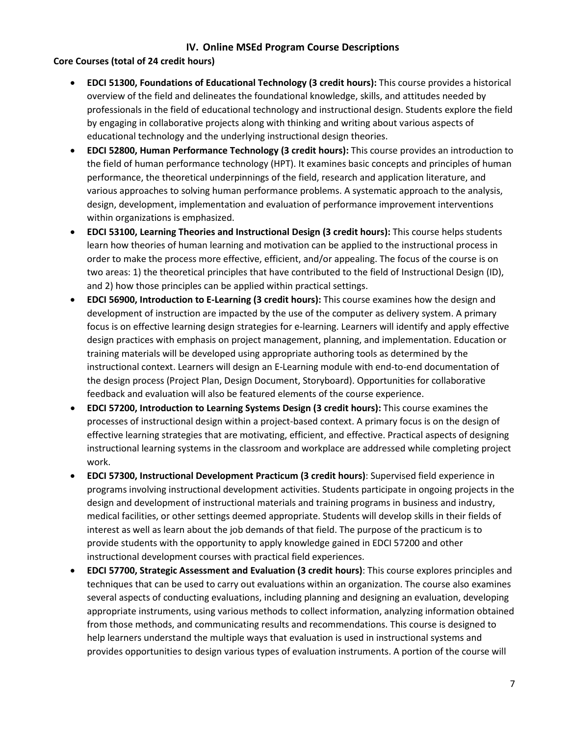## IV. Online MSEd Program Course Descriptions

**Core Courses (total of 24 credit hours)**

- **EDCI 51300, Foundations of Educational Technology (3 credit hours):** This course provides a historical overview of the field and delineates the foundational knowledge, skills, and attitudes needed by professionals in the field of educational technology and instructional design. Students explore the field by engaging in collaborative projects along with thinking and writing about various aspects of educational technology and the underlying instructional design theories.
- **EDCI 52800, Human Performance Technology (3 credit hours):** This course provides an introduction to the field of human performance technology (HPT). It examines basic concepts and principles of human performance, the theoretical underpinnings of the field, research and application literature, and various approaches to solving human performance problems. A systematic approach to the analysis, design, development, implementation and evaluation of performance improvement interventions within organizations is emphasized.
- **EDCI 53100, Learning Theories and Instructional Design (3 credit hours):** This course helps students learn how theories of human learning and motivation can be applied to the instructional process in order to make the process more effective, efficient, and/or appealing. The focus of the course is on two areas: 1) the theoretical principles that have contributed to the field of Instructional Design (ID), and 2) how those principles can be applied within practical settings.
- **EDCI 56900, Introduction to E-Learning (3 credit hours):** This course examines how the design and development of instruction are impacted by the use of the computer as delivery system. A primary focus is on effective learning design strategies for e-learning. Learners will identify and apply effective design practices with emphasis on project management, planning, and implementation. Education or training materials will be developed using appropriate authoring tools as determined by the instructional context. Learners will design an E-Learning module with end-to-end documentation of the design process (Project Plan, Design Document, Storyboard). Opportunities for collaborative feedback and evaluation will also be featured elements of the course experience.
- **EDCI 57200, Introduction to Learning Systems Design (3 credit hours):** This course examines the processes of instructional design within a project-based context. A primary focus is on the design of effective learning strategies that are motivating, efficient, and effective. Practical aspects of designing instructional learning systems in the classroom and workplace are addressed while completing project work.
- **EDCI 57300, Instructional Development Practicum (3 credit hours)**: Supervised field experience in programs involving instructional development activities. Students participate in ongoing projects in the design and development of instructional materials and training programs in business and industry, medical facilities, or other settings deemed appropriate. Students will develop skills in their fields of interest as well as learn about the job demands of that field. The purpose of the practicum is to provide students with the opportunity to apply knowledge gained in EDCI 57200 and other instructional development courses with practical field experiences.
- **EDCI 57700, Strategic Assessment and Evaluation (3 credit hours)**: This course explores principles and techniques that can be used to carry out evaluations within an organization. The course also examines several aspects of conducting evaluations, including planning and designing an evaluation, developing appropriate instruments, using various methods to collect information, analyzing information obtained from those methods, and communicating results and recommendations. This course is designed to help learners understand the multiple ways that evaluation is used in instructional systems and provides opportunities to design various types of evaluation instruments. A portion of the course will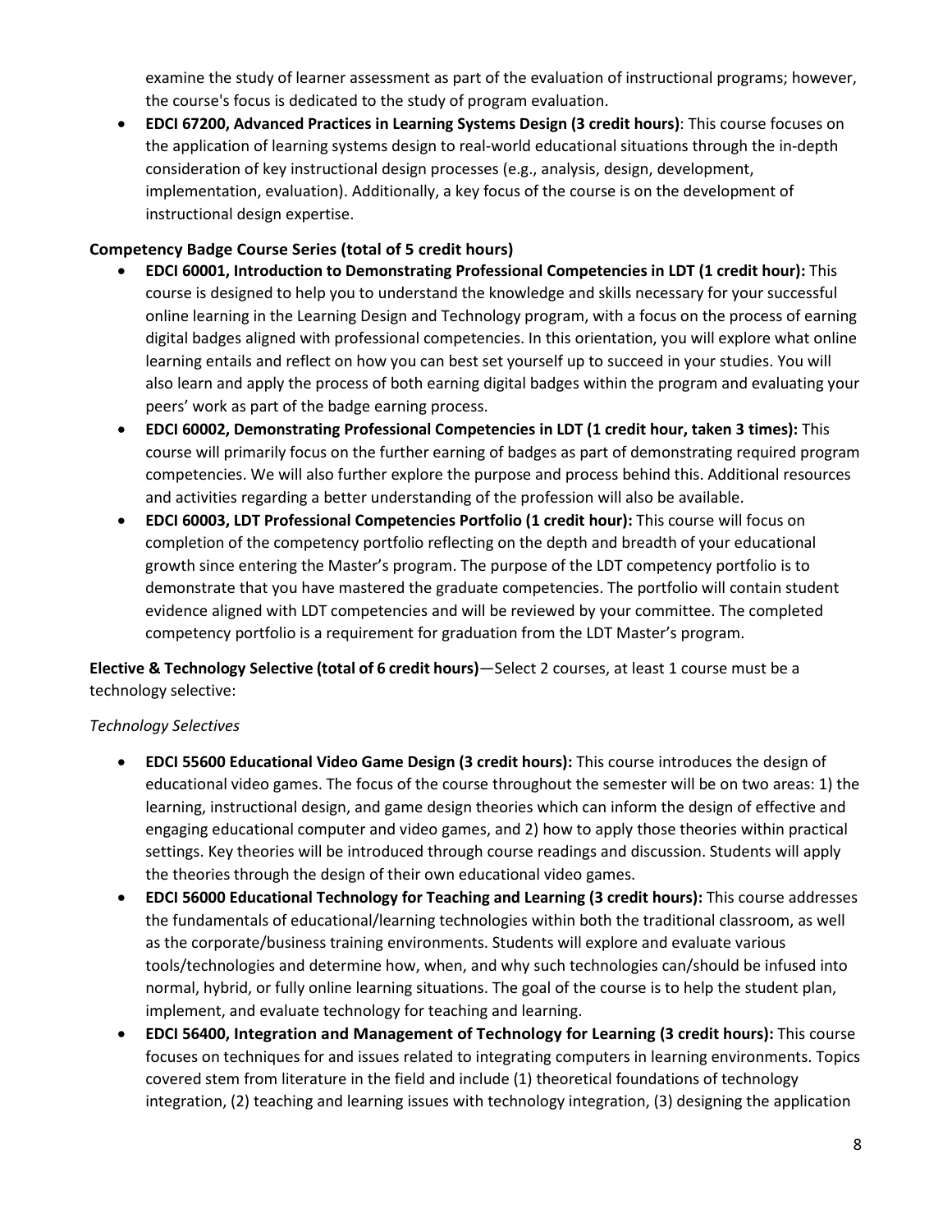examine the study of learner assessment as part of the evaluation of instructional programs; however, the course's focus is dedicated to the study of program evaluation.

- **EDCI 67200, Advanced Practices in Learning Systems Design (3 credit hours)**: This course focuses on the application of learning systems design to real-world educational situations through the in-depth consideration of key instructional design processes (e.g., analysis, design, development, implementation, evaluation). Additionally, a key focus of the course is on the development of instructional design expertise.

**Competency Badge Course Series (total of 5 credit hours)**

- **EDCI 60001, Introduction to Demonstrating Professional Competencies in LDT (1 credit hour):** This course is designed to help you to understand the knowledge and skills necessary for your successful online learning in the Learning Design and Technology program, with a focus on the process of earning digital badges aligned with professional competencies. In this orientation, you will explore what online learning entails and reflect on how you can best set yourself up to succeed in your studies. You will also learn and apply the process of both earning digital badges within the program and evaluating your peers' work as part of the badge earning process.
- **EDCI 60002, Demonstrating Professional Competencies in LDT (1 credit hour, taken 3 times):** This course will primarily focus on the further earning of badges as part of demonstrating required program competencies. We will also further explore the purpose and process behind this. Additional resources and activities regarding a better understanding of the profession will also be available.
- **EDCI 60003, LDT Professional Competencies Portfolio (1 credit hour):** This course will focus on completion of the competency portfolio reflecting on the depth and breadth of your educational growth since entering the Master's program. The purpose of the LDT competency portfolio is to demonstrate that you have mastered the graduate competencies. The portfolio will contain student evidence aligned with LDT competencies and will be reviewed by your committee. The completed competency portfolio is a requirement for graduation from the LDT Master's program.

**Elective & Technology Selective (total of 6 credit hours)**—Select 2 courses, at least 1 course must be a technology selective:

*Technology Selectives*

- **EDCI 55600 Educational Video Game Design (3 credit hours):** This course introduces the design of educational video games. The focus of the course throughout the semester will be on two areas: 1) the learning, instructional design, and game design theories which can inform the design of effective and engaging educational computer and video games, and 2) how to apply those theories within practical settings. Key theories will be introduced through course readings and discussion. Students will apply the theories through the design of their own educational video games.
- **EDCI 56000 Educational Technology for Teaching and Learning (3 credit hours):** This course addresses the fundamentals of educational/learning technologies within both the traditional classroom, as well as the corporate/business training environments. Students will explore and evaluate various tools/technologies and determine how, when, and why such technologies can/should be infused into normal, hybrid, or fully online learning situations. The goal of the course is to help the student plan, implement, and evaluate technology for teaching and learning.
- **EDCI 56400, Integration and Management of Technology for Learning (3 credit hours):** This course focuses on techniques for and issues related to integrating computers in learning environments. Topics covered stem from literature in the field and include (1) theoretical foundations of technology integration, (2) teaching and learning issues with technology integration, (3) designing the application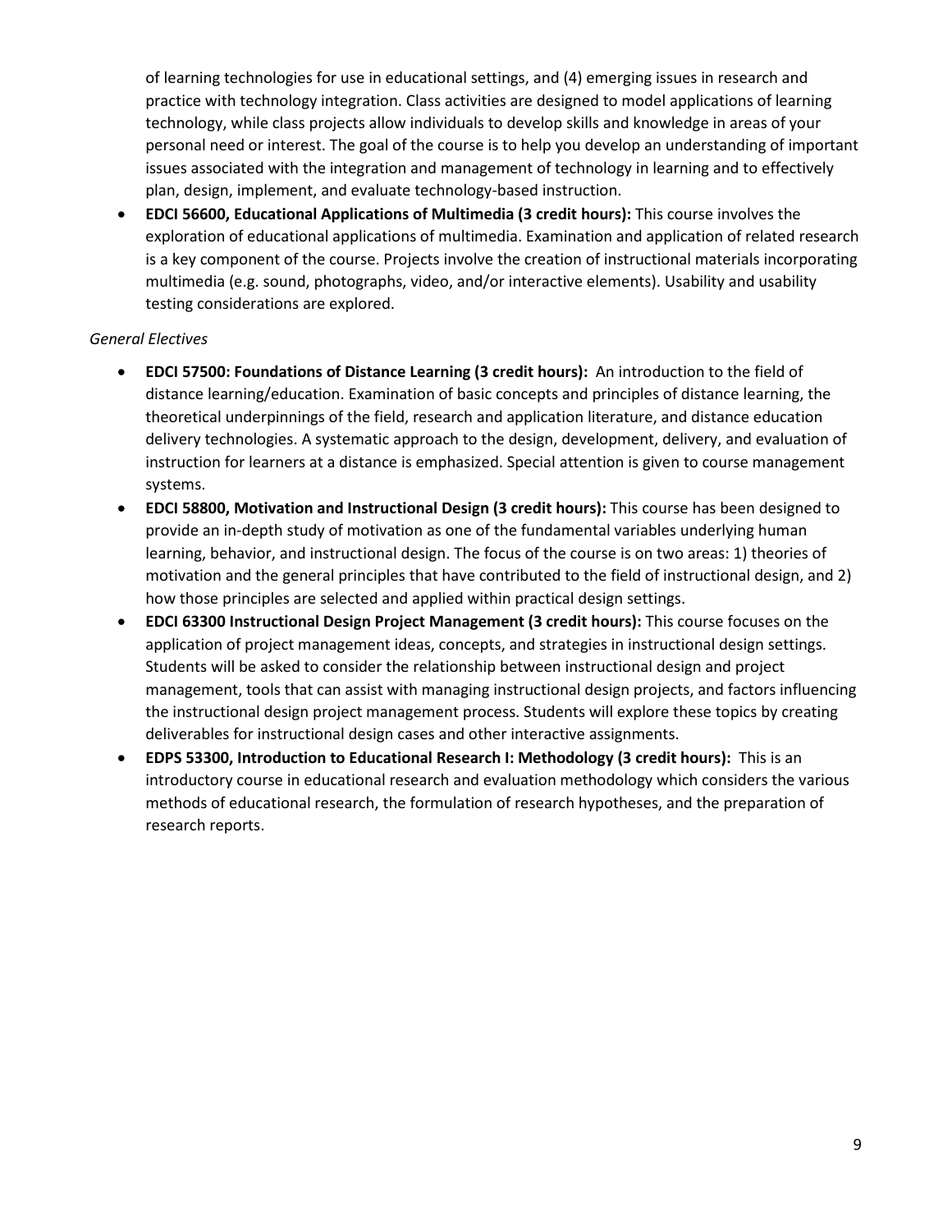of learning technologies for use in educational settings, and (4) emerging issues in research and practice with technology integration. Class activities are designed to model applications of learning technology, while class projects allow individuals to develop skills and knowledge in areas of your personal need or interest. The goal of the course is to help you develop an understanding of important issues associated with the integration and management of technology in learning and to effectively plan, design, implement, and evaluate technology-based instruction.

- **EDCI 56600, Educational Applications of Multimedia (3 credit hours):** This course involves the exploration of educational applications of multimedia. Examination and application of related research is a key component of the course. Projects involve the creation of instructional materials incorporating multimedia (e.g. sound, photographs, video, and/or interactive elements). Usability and usability testing considerations are explored.

*General Electives*

- **EDCI 57500: Foundations of Distance Learning (3 credit hours):** An introduction to the field of distance learning/education. Examination of basic concepts and principles of distance learning, the theoretical underpinnings of the field, research and application literature, and distance education delivery technologies. A systematic approach to the design, development, delivery, and evaluation of instruction for learners at a distance is emphasized. Special attention is given to course management systems.
- **EDCI 58800, Motivation and Instructional Design (3 credit hours):** This course has been designed to provide an in-depth study of motivation as one of the fundamental variables underlying human learning, behavior, and instructional design. The focus of the course is on two areas: 1) theories of motivation and the general principles that have contributed to the field of instructional design, and 2) how those principles are selected and applied within practical design settings.
- **EDCI 63300 Instructional Design Project Management (3 credit hours):** This course focuses on the application of project management ideas, concepts, and strategies in instructional design settings. Students will be asked to consider the relationship between instructional design and project management, tools that can assist with managing instructional design projects, and factors influencing the instructional design project management process. Students will explore these topics by creating deliverables for instructional design cases and other interactive assignments.
- **EDPS 53300, Introduction to Educational Research I: Methodology (3 credit hours):** This is an introductory course in educational research and evaluation methodology which considers the various methods of educational research, the formulation of research hypotheses, and the preparation of research reports.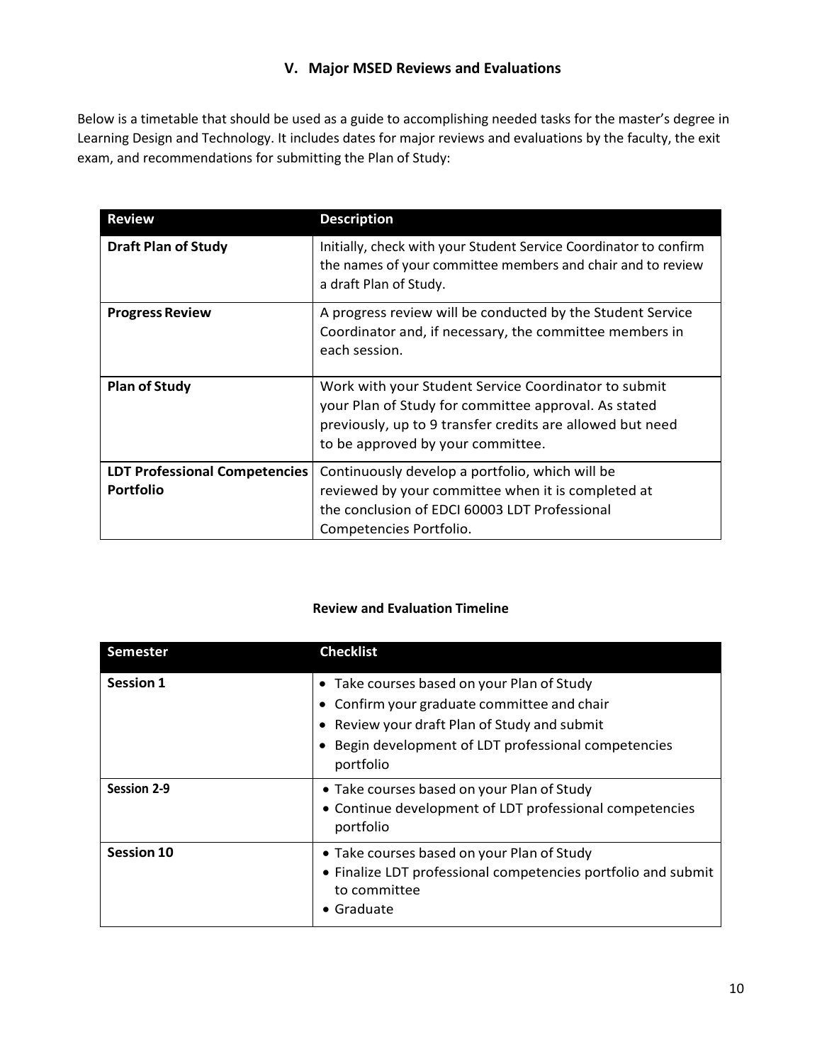## V. Major MSED Reviews and Evaluations

Below is a timetable that should be used as a guide to accomplishing needed tasks for the master's degree in Learning Design and Technology. It includes dates for major reviews and evaluations by the faculty, the exit exam, and recommendations for submitting the Plan of Study:

| Review | Description |
|---|---|
| **Draft Plan of Study** | Initially, check with your Student Service Coordinator to confirm the names of your committee members and chair and to review a draft Plan of Study. |
| **Progress Review** | A progress review will be conducted by the Student Service Coordinator and, if necessary, the committee members in each session. |
| **Plan of Study** | Work with your Student Service Coordinator to submit your Plan of Study for committee approval. As stated previously, up to 9 transfer credits are allowed but need to be approved by your committee. |
| **LDT Professional Competencies Portfolio** | Continuously develop a portfolio, which will be reviewed by your committee when it is completed at the conclusion of EDCI 60003 LDT Professional Competencies Portfolio. |

**Review and Evaluation Timeline**

| Semester | Checklist |
|---|---|
| **Session 1** | • Take courses based on your Plan of Study<br>• Confirm your graduate committee and chair<br>• Review your draft Plan of Study and submit<br>• Begin development of LDT professional competencies portfolio |
| **Session 2-9** | • Take courses based on your Plan of Study<br>• Continue development of LDT professional competencies portfolio |
| **Session 10** | • Take courses based on your Plan of Study<br>• Finalize LDT professional competencies portfolio and submit to committee<br>• Graduate |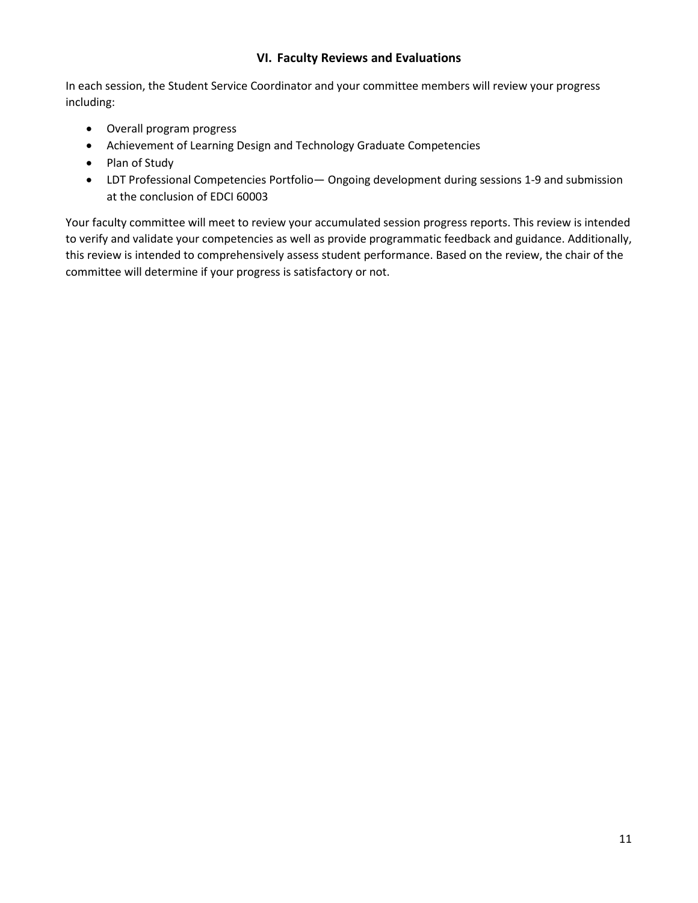## VI. Faculty Reviews and Evaluations

In each session, the Student Service Coordinator and your committee members will review your progress including:

- Overall program progress
- Achievement of Learning Design and Technology Graduate Competencies
- Plan of Study
- LDT Professional Competencies Portfolio— Ongoing development during sessions 1-9 and submission at the conclusion of EDCI 60003

Your faculty committee will meet to review your accumulated session progress reports. This review is intended to verify and validate your competencies as well as provide programmatic feedback and guidance. Additionally, this review is intended to comprehensively assess student performance. Based on the review, the chair of the committee will determine if your progress is satisfactory or not.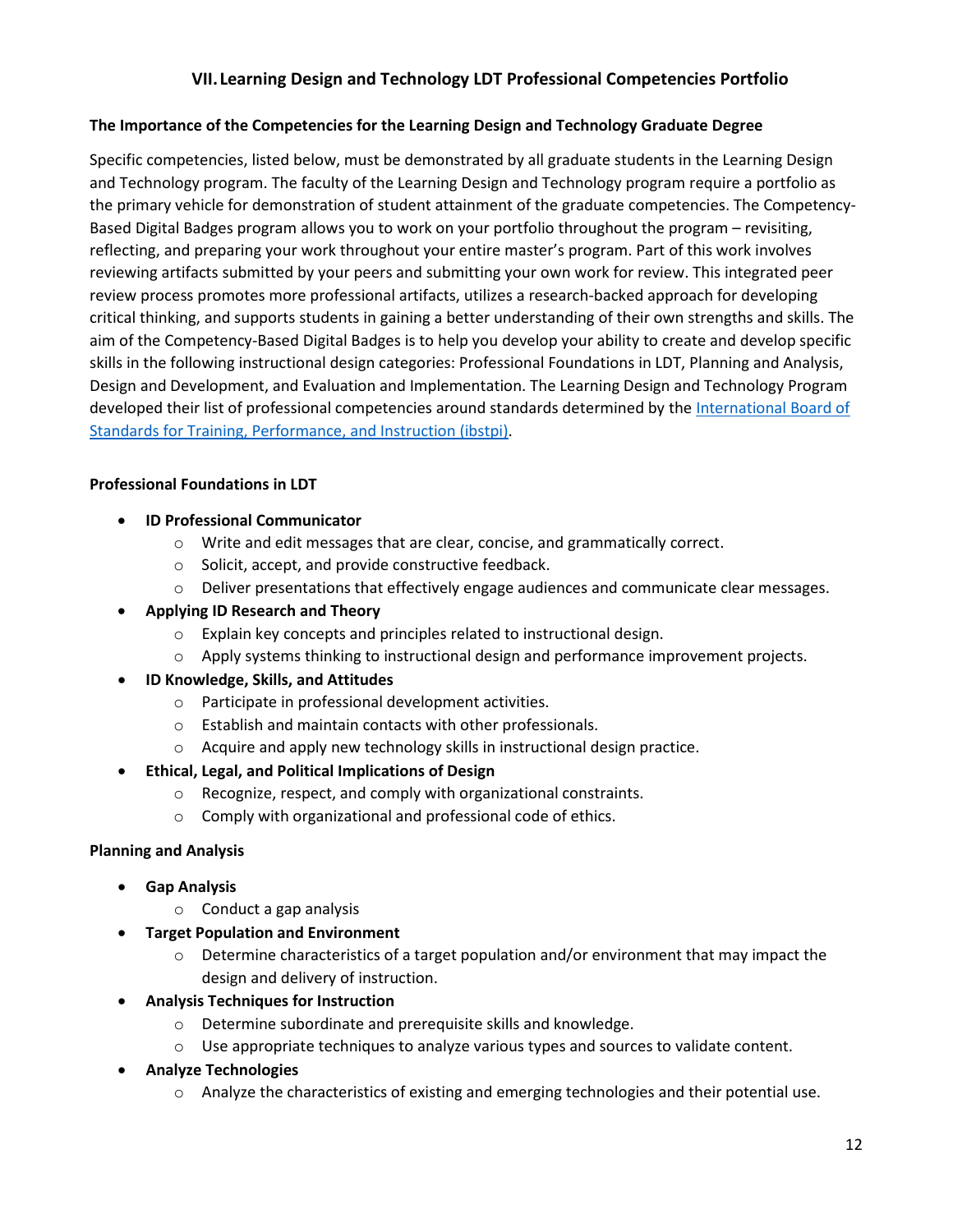## VII. Learning Design and Technology LDT Professional Competencies Portfolio

### The Importance of the Competencies for the Learning Design and Technology Graduate Degree

Specific competencies, listed below, must be demonstrated by all graduate students in the Learning Design and Technology program. The faculty of the Learning Design and Technology program require a portfolio as the primary vehicle for demonstration of student attainment of the graduate competencies. The Competency-Based Digital Badges program allows you to work on your portfolio throughout the program – revisiting, reflecting, and preparing your work throughout your entire master's program. Part of this work involves reviewing artifacts submitted by your peers and submitting your own work for review. This integrated peer review process promotes more professional artifacts, utilizes a research-backed approach for developing critical thinking, and supports students in gaining a better understanding of their own strengths and skills. The aim of the Competency-Based Digital Badges is to help you develop your ability to create and develop specific skills in the following instructional design categories: Professional Foundations in LDT, Planning and Analysis, Design and Development, and Evaluation and Implementation. The Learning Design and Technology Program developed their list of professional competencies around standards determined by the [International Board of Standards for Training, Performance, and Instruction (ibstpi)](https://ibstpi.org).

### Professional Foundations in LDT

- **ID Professional Communicator**
  - Write and edit messages that are clear, concise, and grammatically correct.
  - Solicit, accept, and provide constructive feedback.
  - Deliver presentations that effectively engage audiences and communicate clear messages.
- **Applying ID Research and Theory**
  - Explain key concepts and principles related to instructional design.
  - Apply systems thinking to instructional design and performance improvement projects.
- **ID Knowledge, Skills, and Attitudes**
  - Participate in professional development activities.
  - Establish and maintain contacts with other professionals.
  - Acquire and apply new technology skills in instructional design practice.
- **Ethical, Legal, and Political Implications of Design**
  - Recognize, respect, and comply with organizational constraints.
  - Comply with organizational and professional code of ethics.

### Planning and Analysis

- **Gap Analysis**
  - Conduct a gap analysis
- **Target Population and Environment**
  - Determine characteristics of a target population and/or environment that may impact the design and delivery of instruction.
- **Analysis Techniques for Instruction**
  - Determine subordinate and prerequisite skills and knowledge.
  - Use appropriate techniques to analyze various types and sources to validate content.
- **Analyze Technologies**
  - Analyze the characteristics of existing and emerging technologies and their potential use.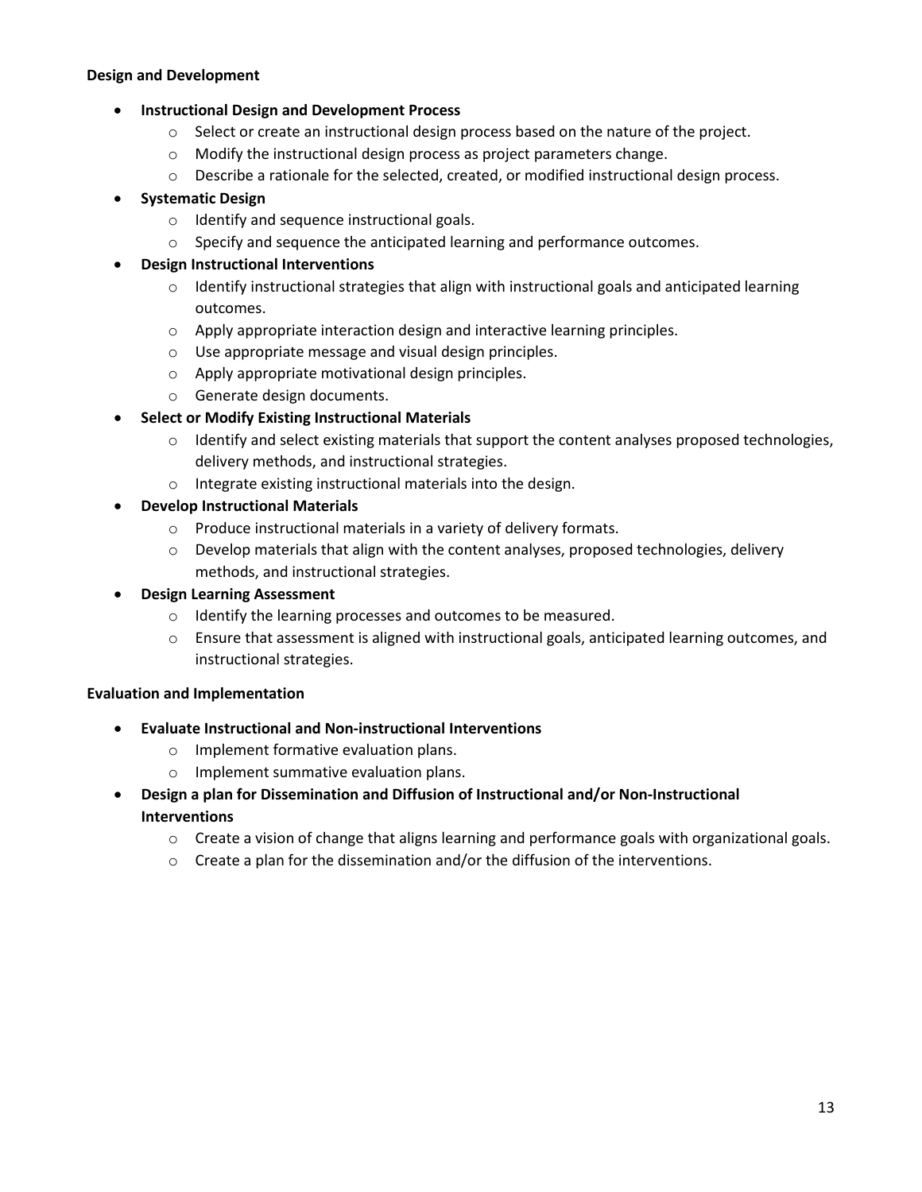**Design and Development**

- **Instructional Design and Development Process**
  - Select or create an instructional design process based on the nature of the project.
  - Modify the instructional design process as project parameters change.
  - Describe a rationale for the selected, created, or modified instructional design process.
- **Systematic Design**
  - Identify and sequence instructional goals.
  - Specify and sequence the anticipated learning and performance outcomes.
- **Design Instructional Interventions**
  - Identify instructional strategies that align with instructional goals and anticipated learning outcomes.
  - Apply appropriate interaction design and interactive learning principles.
  - Use appropriate message and visual design principles.
  - Apply appropriate motivational design principles.
  - Generate design documents.
- **Select or Modify Existing Instructional Materials**
  - Identify and select existing materials that support the content analyses proposed technologies, delivery methods, and instructional strategies.
  - Integrate existing instructional materials into the design.
- **Develop Instructional Materials**
  - Produce instructional materials in a variety of delivery formats.
  - Develop materials that align with the content analyses, proposed technologies, delivery methods, and instructional strategies.
- **Design Learning Assessment**
  - Identify the learning processes and outcomes to be measured.
  - Ensure that assessment is aligned with instructional goals, anticipated learning outcomes, and instructional strategies.

**Evaluation and Implementation**

- **Evaluate Instructional and Non-instructional Interventions**
  - Implement formative evaluation plans.
  - Implement summative evaluation plans.
- **Design a plan for Dissemination and Diffusion of Instructional and/or Non-Instructional Interventions**
  - Create a vision of change that aligns learning and performance goals with organizational goals.
  - Create a plan for the dissemination and/or the diffusion of the interventions.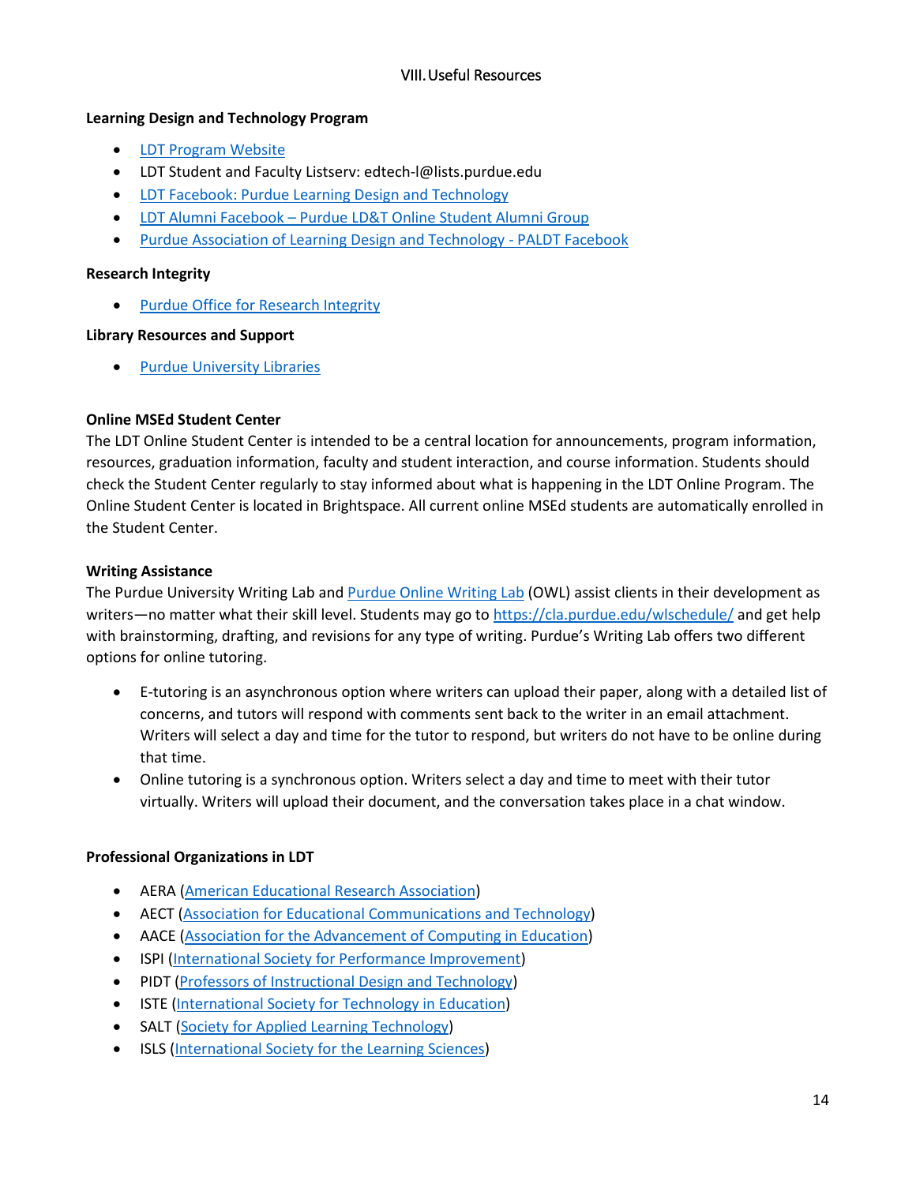## VIII. Useful Resources

**Learning Design and Technology Program**

- LDT Program Website
- LDT Student and Faculty Listserv: edtech-l@lists.purdue.edu
- LDT Facebook: Purdue Learning Design and Technology
- LDT Alumni Facebook – Purdue LD&T Online Student Alumni Group
- Purdue Association of Learning Design and Technology - PALDT Facebook

**Research Integrity**

- Purdue Office for Research Integrity

**Library Resources and Support**

- Purdue University Libraries

**Online MSEd Student Center**

The LDT Online Student Center is intended to be a central location for announcements, program information, resources, graduation information, faculty and student interaction, and course information. Students should check the Student Center regularly to stay informed about what is happening in the LDT Online Program. The Online Student Center is located in Brightspace. All current online MSEd students are automatically enrolled in the Student Center.

**Writing Assistance**

The Purdue University Writing Lab and Purdue Online Writing Lab (OWL) assist clients in their development as writers—no matter what their skill level. Students may go to https://cla.purdue.edu/wlschedule/ and get help with brainstorming, drafting, and revisions for any type of writing. Purdue's Writing Lab offers two different options for online tutoring.

- E-tutoring is an asynchronous option where writers can upload their paper, along with a detailed list of concerns, and tutors will respond with comments sent back to the writer in an email attachment. Writers will select a day and time for the tutor to respond, but writers do not have to be online during that time.
- Online tutoring is a synchronous option. Writers select a day and time to meet with their tutor virtually. Writers will upload their document, and the conversation takes place in a chat window.

**Professional Organizations in LDT**

- AERA (American Educational Research Association)
- AECT (Association for Educational Communications and Technology)
- AACE (Association for the Advancement of Computing in Education)
- ISPI (International Society for Performance Improvement)
- PIDT (Professors of Instructional Design and Technology)
- ISTE (International Society for Technology in Education)
- SALT (Society for Applied Learning Technology)
- ISLS (International Society for the Learning Sciences)